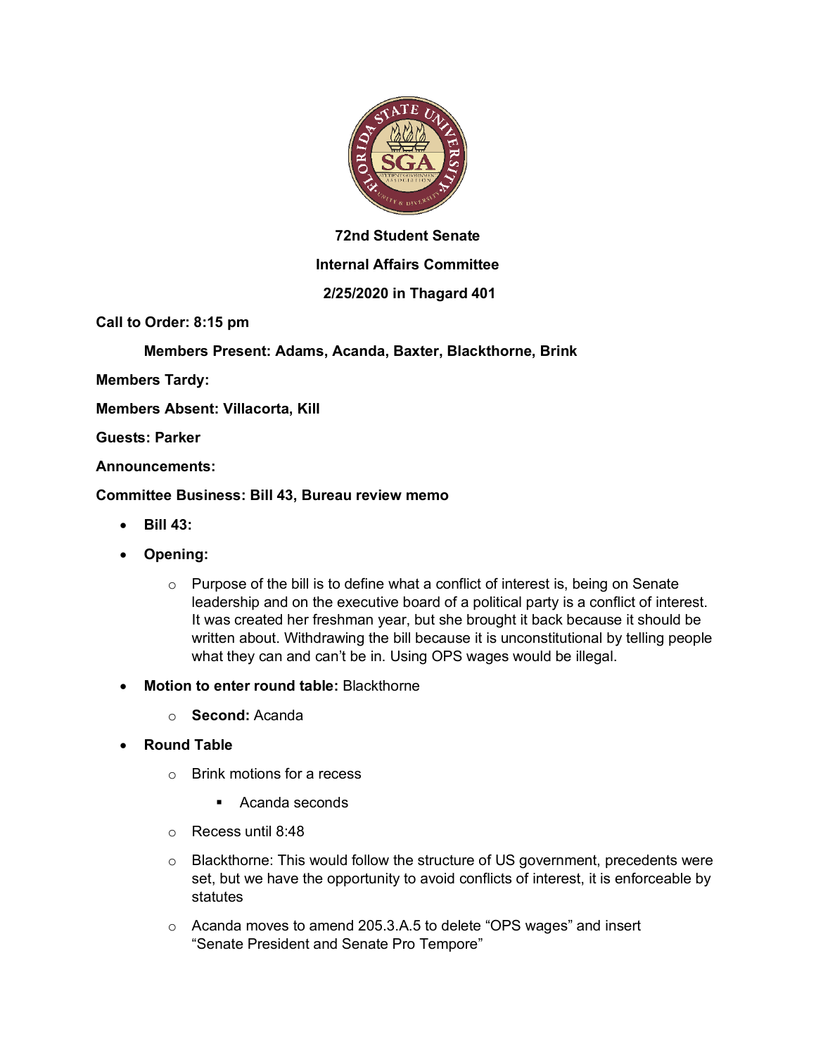**72nd Student Senate**

**Internal Affairs Committee**

**2/25/2020 in Thagard 401**

**Call to Order: 8:15 pm**

**Members Present: Adams, Acanda, Baxter, Blackthorne, Brink**

**Members Tardy:**

**Members Absent: Villacorta, Kill**

**Guests: Parker**

**Announcements:**

**Committee Business: Bill 43, Bureau review memo**

- **Bill 43:**
- **Opening:**
  - Purpose of the bill is to define what a conflict of interest is, being on Senate leadership and on the executive board of a political party is a conflict of interest. It was created her freshman year, but she brought it back because it should be written about. Withdrawing the bill because it is unconstitutional by telling people what they can and can't be in. Using OPS wages would be illegal.
- **Motion to enter round table:** Blackthorne
  - **Second:** Acanda
- **Round Table**
  - Brink motions for a recess
    - Acanda seconds
  - Recess until 8:48
  - Blackthorne: This would follow the structure of US government, precedents were set, but we have the opportunity to avoid conflicts of interest, it is enforceable by statutes
  - Acanda moves to amend 205.3.A.5 to delete "OPS wages" and insert "Senate President and Senate Pro Tempore"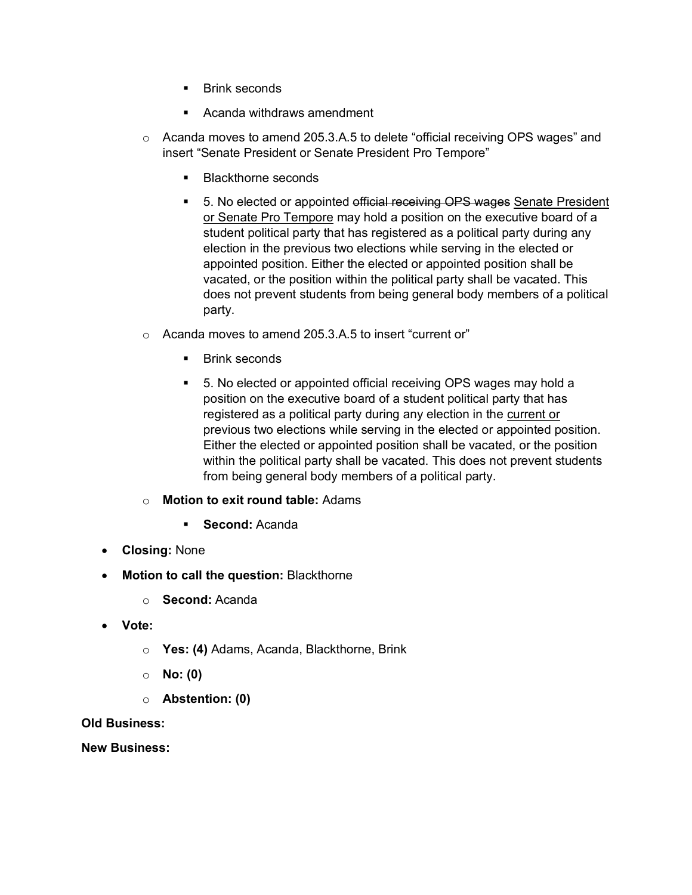- Brink seconds
      - Acanda withdraws amendment
    - Acanda moves to amend 205.3.A.5 to delete "official receiving OPS wages" and insert "Senate President or Senate President Pro Tempore"
      - Blackthorne seconds
      - 5. No elected or appointed ~~official receiving OPS wages~~ <u>Senate President or Senate Pro Tempore</u> may hold a position on the executive board of a student political party that has registered as a political party during any election in the previous two elections while serving in the elected or appointed position. Either the elected or appointed position shall be vacated, or the position within the political party shall be vacated. This does not prevent students from being general body members of a political party.
    - Acanda moves to amend 205.3.A.5 to insert "current or"
      - Brink seconds
      - 5. No elected or appointed official receiving OPS wages may hold a position on the executive board of a student political party that has registered as a political party during any election in the <u>current or</u> previous two elections while serving in the elected or appointed position. Either the elected or appointed position shall be vacated, or the position within the political party shall be vacated. This does not prevent students from being general body members of a political party.
    - **Motion to exit round table:** Adams
      - **Second:** Acanda
- **Closing:** None
- **Motion to call the question:** Blackthorne
  - **Second:** Acanda
- **Vote:**
  - **Yes: (4)** Adams, Acanda, Blackthorne, Brink
  - **No: (0)**
  - **Abstention: (0)**

**Old Business:**

**New Business:**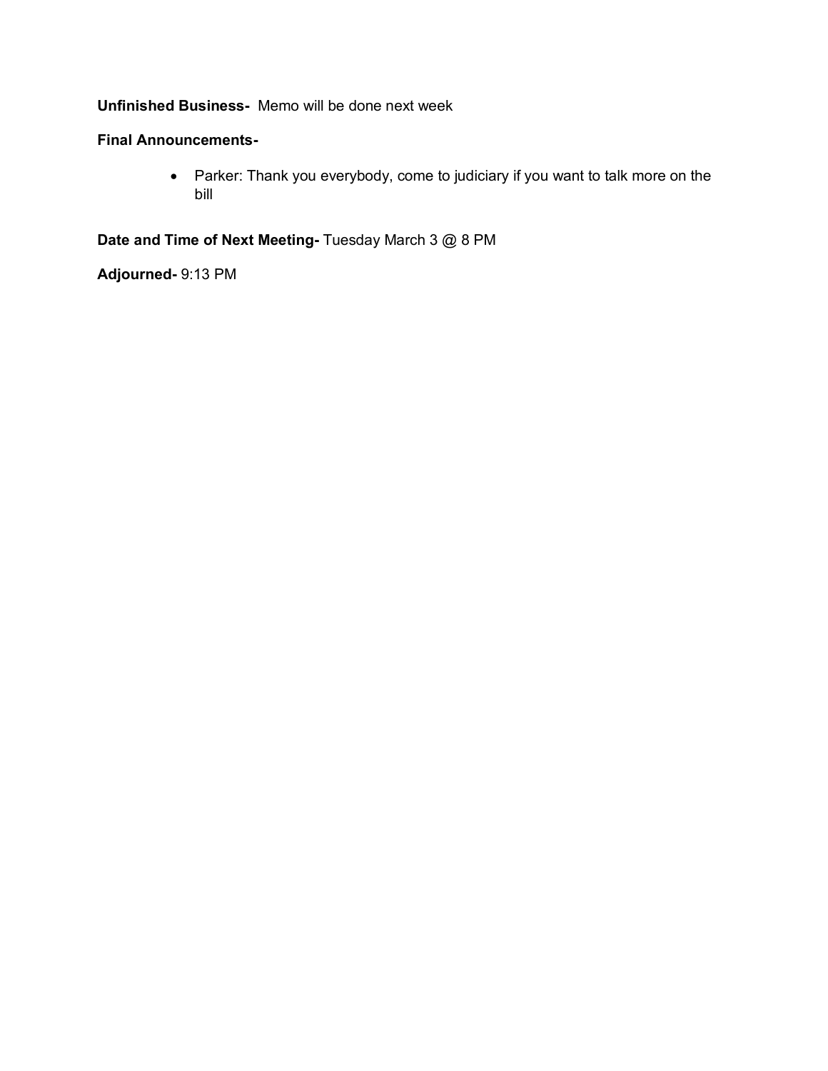**Unfinished Business-** Memo will be done next week

**Final Announcements-**

- Parker: Thank you everybody, come to judiciary if you want to talk more on the bill

**Date and Time of Next Meeting-** Tuesday March 3 @ 8 PM

**Adjourned-** 9:13 PM